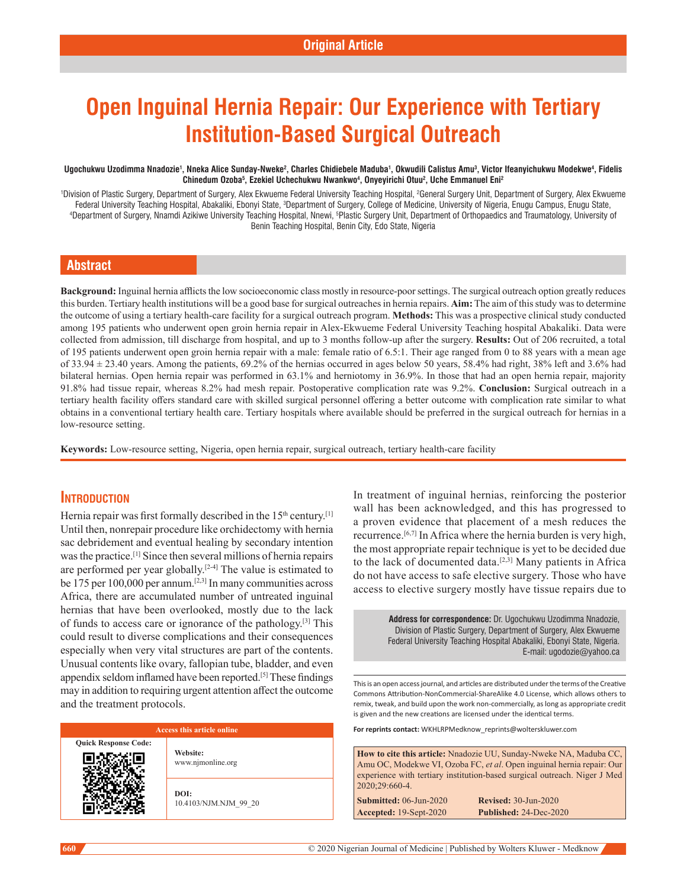Original Article

# Open Inguinal Hernia Repair: Our Experience with Tertiary Institution-Based Surgical Outreach

**Ugochukwu Uzodimma Nnadozie[1], Nneka Alice Sunday-Nweke[2], Charles Chidiebele Maduba[1], Okwudili Calistus Amu[3], Victor Ifeanyichukwu Modekwe[4], Fidelis Chinedum Ozoba[5], Ezekiel Uchechukwu Nwankwo[4], Onyeyirichi Otuu[2], Uche Emmanuel Eni[2]**

[1]Division of Plastic Surgery, Department of Surgery, Alex Ekwueme Federal University Teaching Hospital, [2]General Surgery Unit, Department of Surgery, Alex Ekwueme Federal University Teaching Hospital, Abakaliki, Ebonyi State, [3]Department of Surgery, College of Medicine, University of Nigeria, Enugu Campus, Enugu State, [4]Department of Surgery, Nnamdi Azikiwe University Teaching Hospital, Nnewi, [5]Plastic Surgery Unit, Department of Orthopaedics and Traumatology, University of Benin Teaching Hospital, Benin City, Edo State, Nigeria

## Abstract

**Background:** Inguinal hernia afflicts the low socioeconomic class mostly in resource-poor settings. The surgical outreach option greatly reduces this burden. Tertiary health institutions will be a good base for surgical outreaches in hernia repairs. **Aim:** The aim of this study was to determine the outcome of using a tertiary health-care facility for a surgical outreach program. **Methods:** This was a prospective clinical study conducted among 195 patients who underwent open groin hernia repair in Alex-Ekwueme Federal University Teaching hospital Abakaliki. Data were collected from admission, till discharge from hospital, and up to 3 months follow-up after the surgery. **Results:** Out of 206 recruited, a total of 195 patients underwent open groin hernia repair with a male: female ratio of 6.5:1. Their age ranged from 0 to 88 years with a mean age of 33.94 ± 23.40 years. Among the patients, 69.2% of the hernias occurred in ages below 50 years, 58.4% had right, 38% left and 3.6% had bilateral hernias. Open hernia repair was performed in 63.1% and herniotomy in 36.9%. In those that had an open hernia repair, majority 91.8% had tissue repair, whereas 8.2% had mesh repair. Postoperative complication rate was 9.2%. **Conclusion:** Surgical outreach in a tertiary health facility offers standard care with skilled surgical personnel offering a better outcome with complication rate similar to what obtains in a conventional tertiary health care. Tertiary hospitals where available should be preferred in the surgical outreach for hernias in a low-resource setting.

**Keywords:** Low-resource setting, Nigeria, open hernia repair, surgical outreach, tertiary health-care facility

## Introduction

Hernia repair was first formally described in the 15th century.[1] Until then, nonrepair procedure like orchidectomy with hernia sac debridement and eventual healing by secondary intention was the practice.[1] Since then several millions of hernia repairs are performed per year globally.[2-4] The value is estimated to be 175 per 100,000 per annum.[2,3] In many communities across Africa, there are accumulated number of untreated inguinal hernias that have been overlooked, mostly due to the lack of funds to access care or ignorance of the pathology.[3] This could result to diverse complications and their consequences especially when very vital structures are part of the contents. Unusual contents like ovary, fallopian tube, bladder, and even appendix seldom inflamed have been reported.[5] These findings may in addition to requiring urgent attention affect the outcome and the treatment protocols.

In treatment of inguinal hernias, reinforcing the posterior wall has been acknowledged, and this has progressed to a proven evidence that placement of a mesh reduces the recurrence.[6,7] In Africa where the hernia burden is very high, the most appropriate repair technique is yet to be decided due to the lack of documented data.[2,3] Many patients in Africa do not have access to safe elective surgery. Those who have access to elective surgery mostly have tissue repairs due to

| Access this article online | |
|---|---|
| Quick Response Code: | **Website:** www.njmonline.org |
| | **DOI:** 10.4103/NJM.NJM_99_20 |

**Address for correspondence:** Dr. Ugochukwu Uzodimma Nnadozie, Division of Plastic Surgery, Department of Surgery, Alex Ekwueme Federal University Teaching Hospital Abakaliki, Ebonyi State, Nigeria. E-mail: ugodozie@yahoo.ca

This is an open access journal, and articles are distributed under the terms of the Creative Commons Attribution-NonCommercial-ShareAlike 4.0 License, which allows others to remix, tweak, and build upon the work non-commercially, as long as appropriate credit is given and the new creations are licensed under the identical terms.

**For reprints contact:** WKHLRPMedknow_reprints@wolterskluwer.com

**How to cite this article:** Nnadozie UU, Sunday-Nweke NA, Maduba CC, Amu OC, Modekwe VI, Ozoba FC, *et al*. Open inguinal hernia repair: Our experience with tertiary institution-based surgical outreach. Niger J Med 2020;29:660-4.

**Submitted:** 06-Jun-2020 **Revised:** 30-Jun-2020
**Accepted:** 19-Sept-2020 **Published:** 24-Dec-2020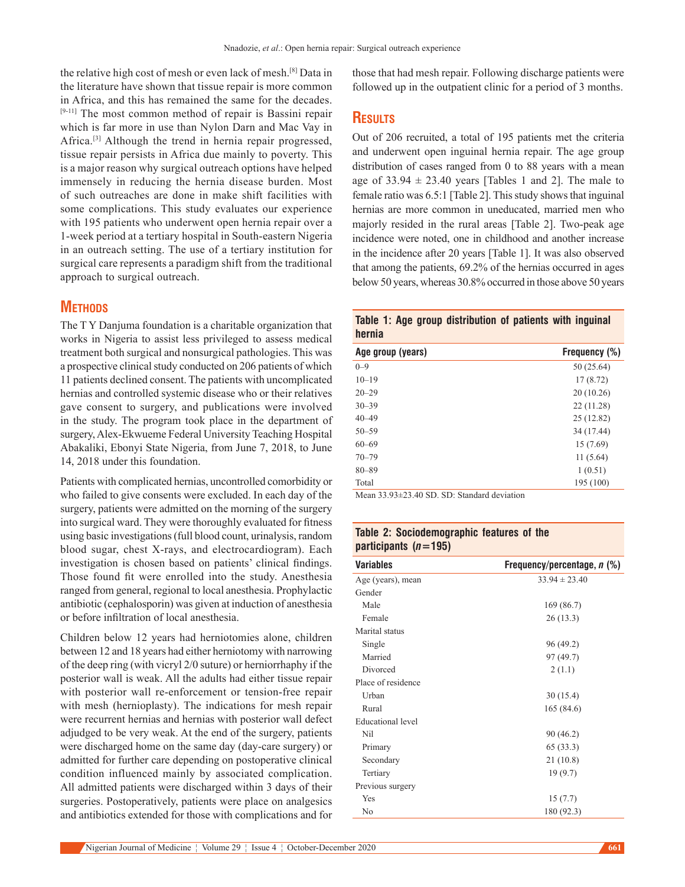the relative high cost of mesh or even lack of mesh.[8] Data in the literature have shown that tissue repair is more common in Africa, and this has remained the same for the decades.[9-11] The most common method of repair is Bassini repair which is far more in use than Nylon Darn and Mac Vay in Africa.[3] Although the trend in hernia repair progressed, tissue repair persists in Africa due mainly to poverty. This is a major reason why surgical outreach options have helped immensely in reducing the hernia disease burden. Most of such outreaches are done in make shift facilities with some complications. This study evaluates our experience with 195 patients who underwent open hernia repair over a 1-week period at a tertiary hospital in South-eastern Nigeria in an outreach setting. The use of a tertiary institution for surgical care represents a paradigm shift from the traditional approach to surgical outreach.

## Methods

The T Y Danjuma foundation is a charitable organization that works in Nigeria to assist less privileged to assess medical treatment both surgical and nonsurgical pathologies. This was a prospective clinical study conducted on 206 patients of which 11 patients declined consent. The patients with uncomplicated hernias and controlled systemic disease who or their relatives gave consent to surgery, and publications were involved in the study. The program took place in the department of surgery, Alex-Ekwueme Federal University Teaching Hospital Abakaliki, Ebonyi State Nigeria, from June 7, 2018, to June 14, 2018 under this foundation.

Patients with complicated hernias, uncontrolled comorbidity or who failed to give consents were excluded. In each day of the surgery, patients were admitted on the morning of the surgery into surgical ward. They were thoroughly evaluated for fitness using basic investigations (full blood count, urinalysis, random blood sugar, chest X-rays, and electrocardiogram). Each investigation is chosen based on patients' clinical findings. Those found fit were enrolled into the study. Anesthesia ranged from general, regional to local anesthesia. Prophylactic antibiotic (cephalosporin) was given at induction of anesthesia or before infiltration of local anesthesia.

Children below 12 years had herniotomies alone, children between 12 and 18 years had either herniotomy with narrowing of the deep ring (with vicryl 2/0 suture) or herniorrhaphy if the posterior wall is weak. All the adults had either tissue repair with posterior wall re-enforcement or tension-free repair with mesh (hernioplasty). The indications for mesh repair were recurrent hernias and hernias with posterior wall defect adjudged to be very weak. At the end of the surgery, patients were discharged home on the same day (day-care surgery) or admitted for further care depending on postoperative clinical condition influenced mainly by associated complication. All admitted patients were discharged within 3 days of their surgeries. Postoperatively, patients were place on analgesics and antibiotics extended for those with complications and for those that had mesh repair. Following discharge patients were followed up in the outpatient clinic for a period of 3 months.

## Results

Out of 206 recruited, a total of 195 patients met the criteria and underwent open inguinal hernia repair. The age group distribution of cases ranged from 0 to 88 years with a mean age of 33.94 ± 23.40 years [Tables 1 and 2]. The male to female ratio was 6.5:1 [Table 2]. This study shows that inguinal hernias are more common in uneducated, married men who majorly resided in the rural areas [Table 2]. Two-peak age incidence were noted, one in childhood and another increase in the incidence after 20 years [Table 1]. It was also observed that among the patients, 69.2% of the hernias occurred in ages below 50 years, whereas 30.8% occurred in those above 50 years

**Table 1: Age group distribution of patients with inguinal hernia**

| Age group (years) | Frequency (%) |
|---|---|
| 0–9 | 50 (25.64) |
| 10–19 | 17 (8.72) |
| 20–29 | 20 (10.26) |
| 30–39 | 22 (11.28) |
| 40–49 | 25 (12.82) |
| 50–59 | 34 (17.44) |
| 60–69 | 15 (7.69) |
| 70–79 | 11 (5.64) |
| 80–89 | 1 (0.51) |
| Total | 195 (100) |

Mean 33.93±23.40 SD. SD: Standard deviation

**Table 2: Sociodemographic features of the participants (*n*=195)**

| Variables | Frequency/percentage, *n* (%) |
|---|---|
| Age (years), mean | 33.94 ± 23.40 |
| Gender | |
| Male | 169 (86.7) |
| Female | 26 (13.3) |
| Marital status | |
| Single | 96 (49.2) |
| Married | 97 (49.7) |
| Divorced | 2 (1.1) |
| Place of residence | |
| Urban | 30 (15.4) |
| Rural | 165 (84.6) |
| Educational level | |
| Nil | 90 (46.2) |
| Primary | 65 (33.3) |
| Secondary | 21 (10.8) |
| Tertiary | 19 (9.7) |
| Previous surgery | |
| Yes | 15 (7.7) |
| No | 180 (92.3) |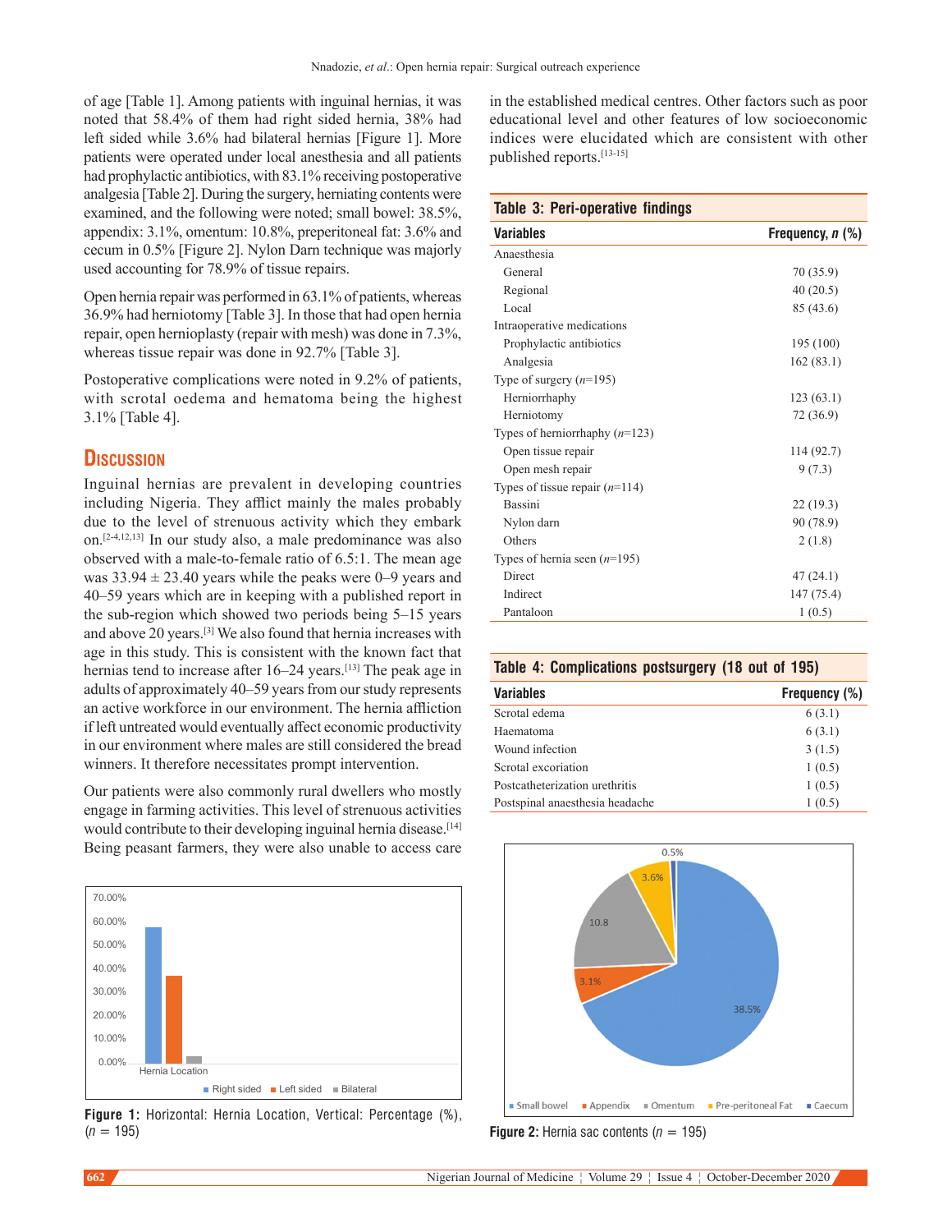of age [Table 1]. Among patients with inguinal hernias, it was noted that 58.4% of them had right sided hernia, 38% had left sided while 3.6% had bilateral hernias [Figure 1]. More patients were operated under local anesthesia and all patients had prophylactic antibiotics, with 83.1% receiving postoperative analgesia [Table 2]. During the surgery, herniating contents were examined, and the following were noted; small bowel: 38.5%, appendix: 3.1%, omentum: 10.8%, preperitoneal fat: 3.6% and cecum in 0.5% [Figure 2]. Nylon Darn technique was majorly used accounting for 78.9% of tissue repairs.

Open hernia repair was performed in 63.1% of patients, whereas 36.9% had herniotomy [Table 3]. In those that had open hernia repair, open hernioplasty (repair with mesh) was done in 7.3%, whereas tissue repair was done in 92.7% [Table 3].

Postoperative complications were noted in 9.2% of patients, with scrotal oedema and hematoma being the highest 3.1% [Table 4].

## Discussion

Inguinal hernias are prevalent in developing countries including Nigeria. They afflict mainly the males probably due to the level of strenuous activity which they embark on.[2-4,12,13] In our study also, a male predominance was also observed with a male-to-female ratio of 6.5:1. The mean age was 33.94 ± 23.40 years while the peaks were 0–9 years and 40–59 years which are in keeping with a published report in the sub-region which showed two periods being 5–15 years and above 20 years.[3] We also found that hernia increases with age in this study. This is consistent with the known fact that hernias tend to increase after 16–24 years.[13] The peak age in adults of approximately 40–59 years from our study represents an active workforce in our environment. The hernia affliction if left untreated would eventually affect economic productivity in our environment where males are still considered the bread winners. It therefore necessitates prompt intervention.

Our patients were also commonly rural dwellers who mostly engage in farming activities. This level of strenuous activities would contribute to their developing inguinal hernia disease.[14] Being peasant farmers, they were also unable to access care in the established medical centres. Other factors such as poor educational level and other features of low socioeconomic indices were elucidated which are consistent with other published reports.[13-15]

**Table 3: Peri-operative findings**

| Variables | Frequency, *n* (%) |
|---|---|
| Anaesthesia | |
| General | 70 (35.9) |
| Regional | 40 (20.5) |
| Local | 85 (43.6) |
| Intraoperative medications | |
| Prophylactic antibiotics | 195 (100) |
| Analgesia | 162 (83.1) |
| Type of surgery (*n*=195) | |
| Herniorrhaphy | 123 (63.1) |
| Herniotomy | 72 (36.9) |
| Types of herniorrhaphy (*n*=123) | |
| Open tissue repair | 114 (92.7) |
| Open mesh repair | 9 (7.3) |
| Types of tissue repair (*n*=114) | |
| Bassini | 22 (19.3) |
| Nylon darn | 90 (78.9) |
| Others | 2 (1.8) |
| Types of hernia seen (*n*=195) | |
| Direct | 47 (24.1) |
| Indirect | 147 (75.4) |
| Pantaloon | 1 (0.5) |

**Table 4: Complications postsurgery (18 out of 195)**

| Variables | Frequency (%) |
|---|---|
| Scrotal edema | 6 (3.1) |
| Haematoma | 6 (3.1) |
| Wound infection | 3 (1.5) |
| Scrotal excoriation | 1 (0.5) |
| Postcatheterization urethritis | 1 (0.5) |
| Postspinal anaesthesia headache | 1 (0.5) |

**Figure 1:** Horizontal: Hernia Location, Vertical: Percentage (%), (*n* = 195)

**Figure 2:** Hernia sac contents (*n* = 195)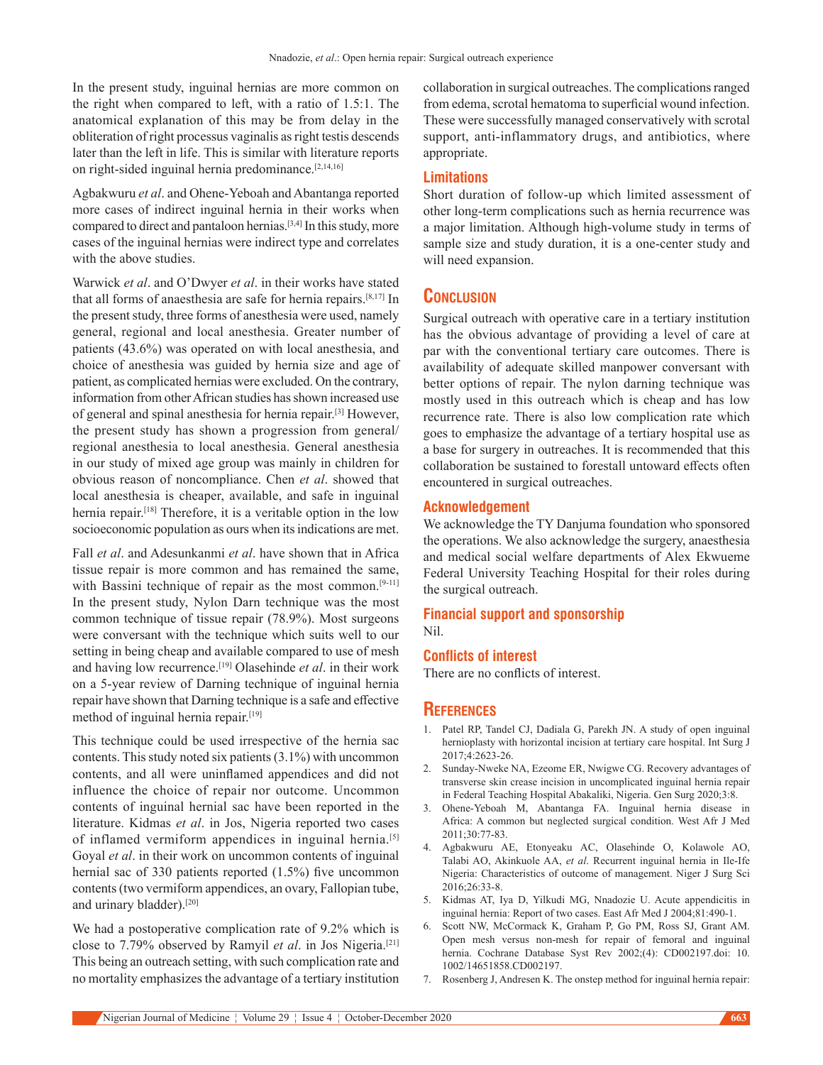In the present study, inguinal hernias are more common on the right when compared to left, with a ratio of 1.5:1. The anatomical explanation of this may be from delay in the obliteration of right processus vaginalis as right testis descends later than the left in life. This is similar with literature reports on right-sided inguinal hernia predominance.[2,14,16]

Agbakwuru *et al*. and Ohene-Yeboah and Abantanga reported more cases of indirect inguinal hernia in their works when compared to direct and pantaloon hernias.[3,4] In this study, more cases of the inguinal hernias were indirect type and correlates with the above studies.

Warwick *et al*. and O'Dwyer *et al*. in their works have stated that all forms of anaesthesia are safe for hernia repairs.[8,17] In the present study, three forms of anesthesia were used, namely general, regional and local anesthesia. Greater number of patients (43.6%) was operated on with local anesthesia, and choice of anesthesia was guided by hernia size and age of patient, as complicated hernias were excluded. On the contrary, information from other African studies has shown increased use of general and spinal anesthesia for hernia repair.[3] However, the present study has shown a progression from general/regional anesthesia to local anesthesia. General anesthesia in our study of mixed age group was mainly in children for obvious reason of noncompliance. Chen *et al*. showed that local anesthesia is cheaper, available, and safe in inguinal hernia repair.[18] Therefore, it is a veritable option in the low socioeconomic population as ours when its indications are met.

Fall *et al*. and Adesunkanmi *et al*. have shown that in Africa tissue repair is more common and has remained the same, with Bassini technique of repair as the most common.[9-11] In the present study, Nylon Darn technique was the most common technique of tissue repair (78.9%). Most surgeons were conversant with the technique which suits well to our setting in being cheap and available compared to use of mesh and having low recurrence.[19] Olasehinde *et al*. in their work on a 5-year review of Darning technique of inguinal hernia repair have shown that Darning technique is a safe and effective method of inguinal hernia repair.[19]

This technique could be used irrespective of the hernia sac contents. This study noted six patients (3.1%) with uncommon contents, and all were uninflamed appendices and did not influence the choice of repair nor outcome. Uncommon contents of inguinal hernial sac have been reported in the literature. Kidmas *et al*. in Jos, Nigeria reported two cases of inflamed vermiform appendices in inguinal hernia.[5] Goyal *et al*. in their work on uncommon contents of inguinal hernial sac of 330 patients reported (1.5%) five uncommon contents (two vermiform appendices, an ovary, Fallopian tube, and urinary bladder).[20]

We had a postoperative complication rate of 9.2% which is close to 7.79% observed by Ramyil *et al*. in Jos Nigeria.[21] This being an outreach setting, with such complication rate and no mortality emphasizes the advantage of a tertiary institution collaboration in surgical outreaches. The complications ranged from edema, scrotal hematoma to superficial wound infection. These were successfully managed conservatively with scrotal support, anti-inflammatory drugs, and antibiotics, where appropriate.

### Limitations

Short duration of follow-up which limited assessment of other long-term complications such as hernia recurrence was a major limitation. Although high-volume study in terms of sample size and study duration, it is a one-center study and will need expansion.

## Conclusion

Surgical outreach with operative care in a tertiary institution has the obvious advantage of providing a level of care at par with the conventional tertiary care outcomes. There is availability of adequate skilled manpower conversant with better options of repair. The nylon darning technique was mostly used in this outreach which is cheap and has low recurrence rate. There is also low complication rate which goes to emphasize the advantage of a tertiary hospital use as a base for surgery in outreaches. It is recommended that this collaboration be sustained to forestall untoward effects often encountered in surgical outreaches.

### Acknowledgement

We acknowledge the TY Danjuma foundation who sponsored the operations. We also acknowledge the surgery, anaesthesia and medical social welfare departments of Alex Ekwueme Federal University Teaching Hospital for their roles during the surgical outreach.

### Financial support and sponsorship

Nil.

### Conflicts of interest

There are no conflicts of interest.

## References

1. Patel RP, Tandel CJ, Dadiala G, Parekh JN. A study of open inguinal hernioplasty with horizontal incision at tertiary care hospital. Int Surg J 2017;4:2623-26.
2. Sunday-Nweke NA, Ezeome ER, Nwigwe CG. Recovery advantages of transverse skin crease incision in uncomplicated inguinal hernia repair in Federal Teaching Hospital Abakaliki, Nigeria. Gen Surg 2020;3:8.
3. Ohene-Yeboah M, Abantanga FA. Inguinal hernia disease in Africa: A common but neglected surgical condition. West Afr J Med 2011;30:77-83.
4. Agbakwuru AE, Etonyeaku AC, Olasehinde O, Kolawole AO, Talabi AO, Akinkuole AA, *et al*. Recurrent inguinal hernia in Ile-Ife Nigeria: Characteristics of outcome of management. Niger J Surg Sci 2016;26:33-8.
5. Kidmas AT, Iya D, Yilkudi MG, Nnadozie U. Acute appendicitis in inguinal hernia: Report of two cases. East Afr Med J 2004;81:490-1.
6. Scott NW, McCormack K, Graham P, Go PM, Ross SJ, Grant AM. Open mesh versus non-mesh for repair of femoral and inguinal hernia. Cochrane Database Syst Rev 2002;(4): CD002197.doi: 10.1002/14651858.CD002197.
7. Rosenberg J, Andresen K. The onstep method for inguinal hernia repair: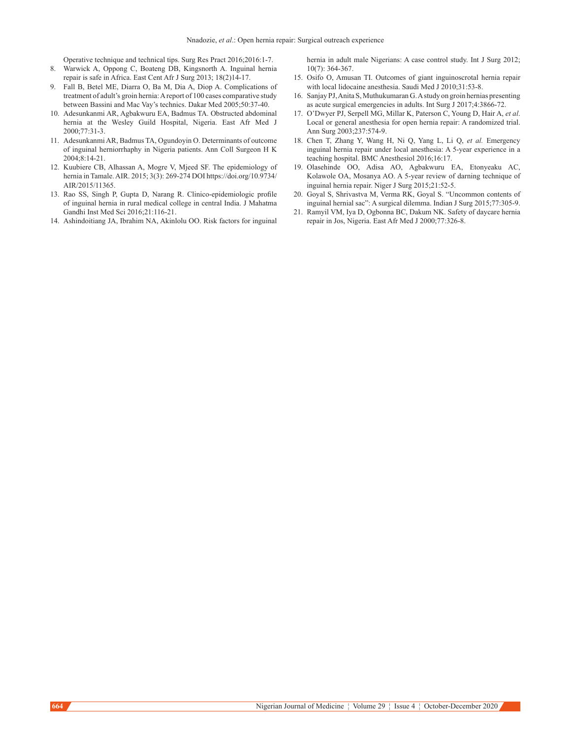Operative technique and technical tips. Surg Res Pract 2016;2016:1-7.

8. Warwick A, Oppong C, Boateng DB, Kingsnorth A. Inguinal hernia repair is safe in Africa. East Cent Afr J Surg 2013; 18(2)14-17.
9. Fall B, Betel ME, Diarra O, Ba M, Dia A, Diop A. Complications of treatment of adult's groin hernia: A report of 100 cases comparative study between Bassini and Mac Vay's technics. Dakar Med 2005;50:37-40.
10. Adesunkanmi AR, Agbakwuru EA, Badmus TA. Obstructed abdominal hernia at the Wesley Guild Hospital, Nigeria. East Afr Med J 2000;77:31-3.
11. Adesunkanmi AR, Badmus TA, Ogundoyin O. Determinants of outcome of inguinal herniorrhaphy in Nigeria patients. Ann Coll Surgeon H K 2004;8:14-21.
12. Kuubiere CB, Alhassan A, Mogre V, Mjeed SF. The epidemiology of hernia in Tamale. AIR. 2015; 3(3): 269-274 DOI https://doi.org/10.9734/AIR/2015/11365.
13. Rao SS, Singh P, Gupta D, Narang R. Clinico-epidemiologic profile of inguinal hernia in rural medical college in central India. J Mahatma Gandhi Inst Med Sci 2016;21:116-21.
14. Ashindoitiang JA, Ibrahim NA, Akinlolu OO. Risk factors for inguinal hernia in adult male Nigerians: A case control study. Int J Surg 2012; 10(7): 364-367.
15. Osifo O, Amusan TI. Outcomes of giant inguinoscrotal hernia repair with local lidocaine anesthesia. Saudi Med J 2010;31:53-8.
16. Sanjay PJ, Anita S, Muthukumaran G. A study on groin hernias presenting as acute surgical emergencies in adults. Int Surg J 2017;4:3866-72.
17. O'Dwyer PJ, Serpell MG, Millar K, Paterson C, Young D, Hair A, *et al*. Local or general anesthesia for open hernia repair: A randomized trial. Ann Surg 2003;237:574-9.
18. Chen T, Zhang Y, Wang H, Ni Q, Yang L, Li Q, *et al.* Emergency inguinal hernia repair under local anesthesia: A 5-year experience in a teaching hospital. BMC Anesthesiol 2016;16:17.
19. Olasehinde OO, Adisa AO, Agbakwuru EA, Etonyeaku AC, Kolawole OA, Mosanya AO. A 5-year review of darning technique of inguinal hernia repair. Niger J Surg 2015;21:52-5.
20. Goyal S, Shrivastva M, Verma RK, Goyal S. "Uncommon contents of inguinal hernial sac": A surgical dilemma. Indian J Surg 2015;77:305-9.
21. Ramyil VM, Iya D, Ogbonna BC, Dakum NK. Safety of daycare hernia repair in Jos, Nigeria. East Afr Med J 2000;77:326-8.